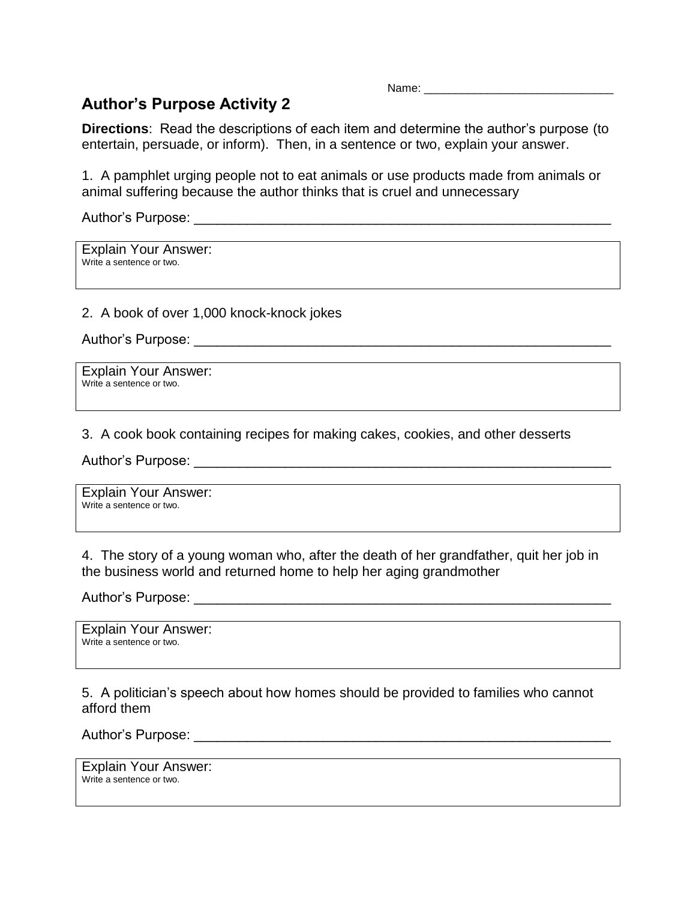Name: ______________________________

# Author's Purpose Activity 2

**Directions**: Read the descriptions of each item and determine the author's purpose (to entertain, persuade, or inform). Then, in a sentence or two, explain your answer.

1. A pamphlet urging people not to eat animals or use products made from animals or animal suffering because the author thinks that is cruel and unnecessary

Author's Purpose: ________________________________________________________

| Explain Your Answer:<br>Write a sentence or two. |
|---|

2. A book of over 1,000 knock-knock jokes

Author's Purpose: ________________________________________________________

| Explain Your Answer:<br>Write a sentence or two. |
|---|

3. A cook book containing recipes for making cakes, cookies, and other desserts

Author's Purpose: ________________________________________________________

| Explain Your Answer:<br>Write a sentence or two. |
|---|

4. The story of a young woman who, after the death of her grandfather, quit her job in the business world and returned home to help her aging grandmother

Author's Purpose: ________________________________________________________

| Explain Your Answer:<br>Write a sentence or two. |
|---|

5. A politician's speech about how homes should be provided to families who cannot afford them

Author's Purpose: ________________________________________________________

| Explain Your Answer:<br>Write a sentence or two. |
|---|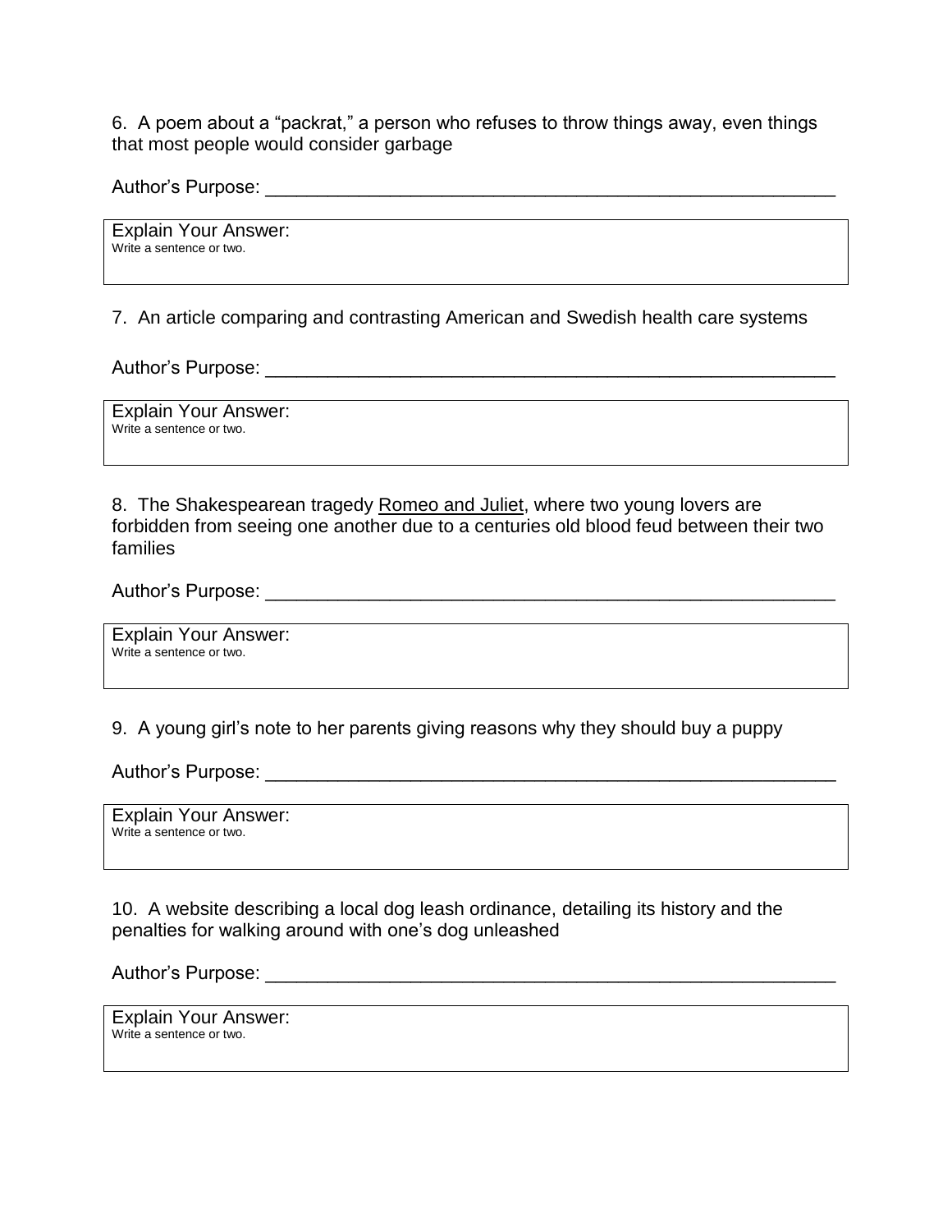6. A poem about a "packrat," a person who refuses to throw things away, even things that most people would consider garbage

Author's Purpose: ___________________________________________________________

Explain Your Answer:
Write a sentence or two.

7. An article comparing and contrasting American and Swedish health care systems

Author's Purpose: ___________________________________________________________

Explain Your Answer:
Write a sentence or two.

8. The Shakespearean tragedy Romeo and Juliet, where two young lovers are forbidden from seeing one another due to a centuries old blood feud between their two families

Author's Purpose: ___________________________________________________________

Explain Your Answer:
Write a sentence or two.

9. A young girl's note to her parents giving reasons why they should buy a puppy

Author's Purpose: ___________________________________________________________

Explain Your Answer:
Write a sentence or two.

10. A website describing a local dog leash ordinance, detailing its history and the penalties for walking around with one's dog unleashed

Author's Purpose: ___________________________________________________________

Explain Your Answer:
Write a sentence or two.